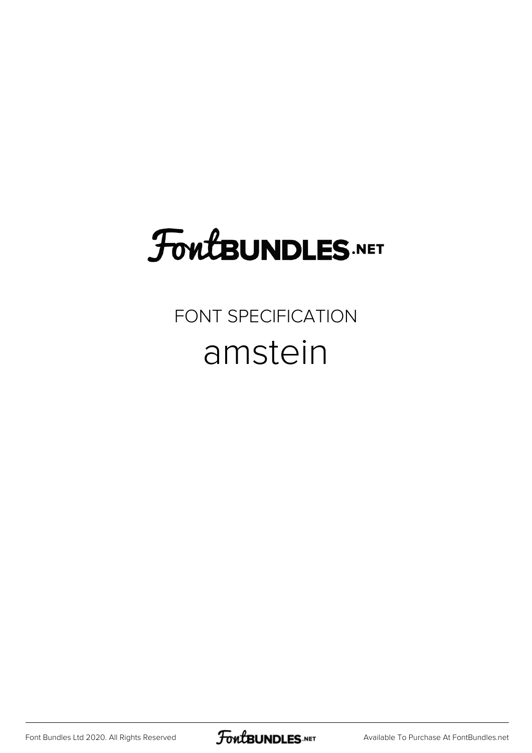# FontBUNDLES.NET

## FONT SPECIFICATION

# amstein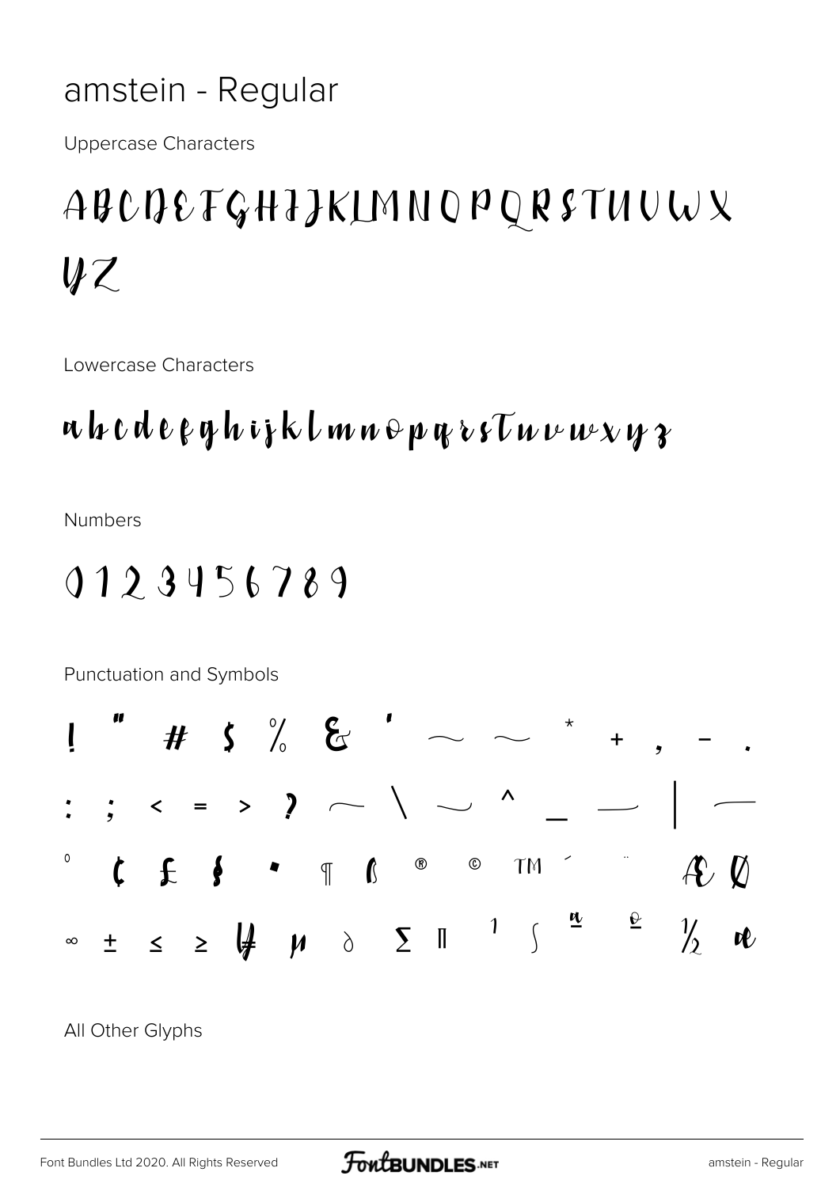# amstein - Regular

Uppercase Characters

ABCDEFGHIJKLMNOPQRSTUVWX YZ

Lowercase Characters

abcdefghijklmnopqrstuvwxyz

Numbers

0123456789

Punctuation and Symbols

! " # $ % & ' ( ) * + , - .

: ; < = > ? @ \ ] ^ _ { | }

° ¢ £ § • ¶ ß ® © ™ ´ ¨ Æ Ø

∞ ± ≤ ≥ ¥ µ ∂ ∑ ∏ ¹ ∫ ª º ½ æ

All Other Glyphs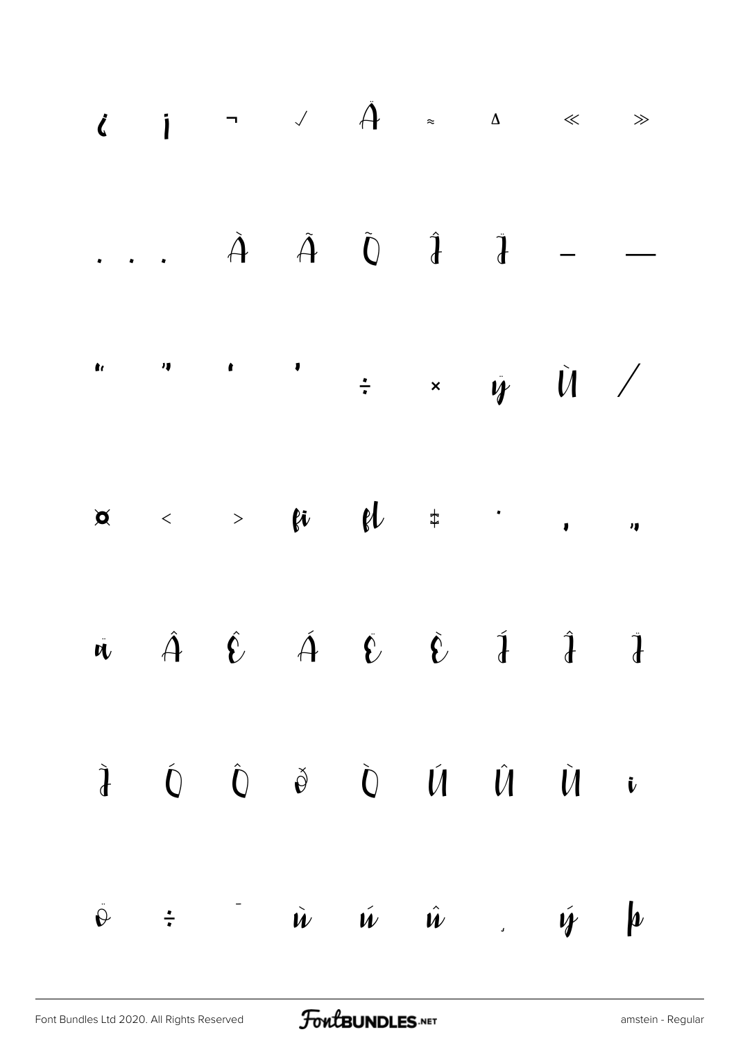¿ ¡ ¬ √ Ä ≈ ∆ « »

. . . À Ã Õ Î Ï – —

" " ' ' ÷ × ÿ Ù /

¤ ‹ › ﬁ ﬂ ‡ · ‚ „

ä Â Ê Á Ë È Í Î Ï

Ì Ó Ô ð Ò Ú Û Ù ı

ö ÷ ¯ ù ú û ¸ ý þ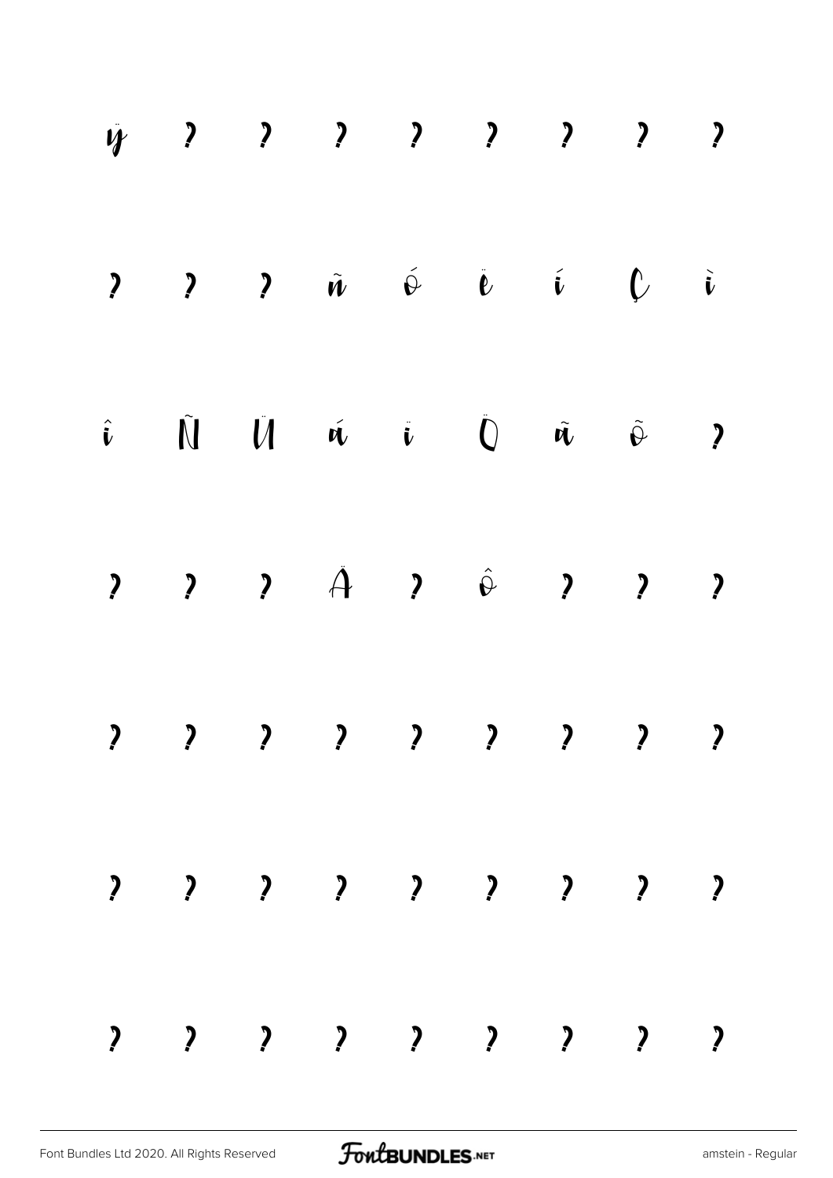ÿ ? ? ? ? ? ? ? ?

? ? ? ñ ó ë í Ç ì

î Ñ Ü á ï Ö ã õ ?

? ? ? Ä ? ô ? ? ?

? ? ? ? ? ? ? ? ?

? ? ? ? ? ? ? ? ?

? ? ? ? ? ? ? ? ?